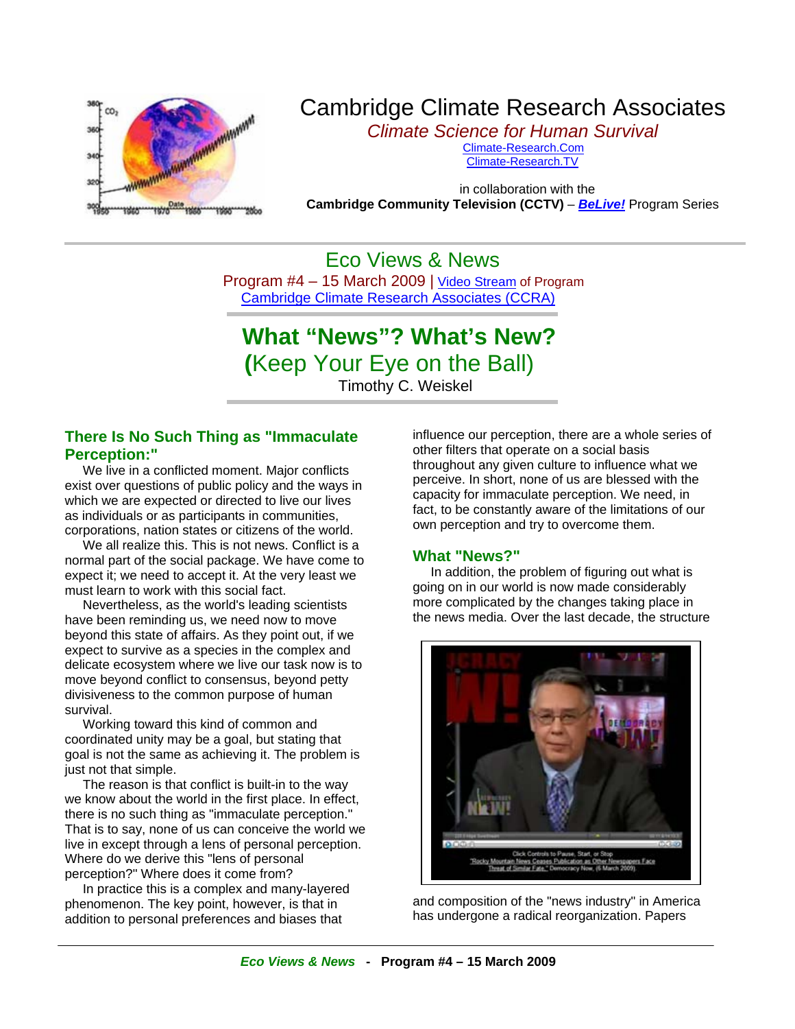# Cambridge Climate Research Associates

*Climate Science for Human Survival*

Climate-Research.Com
Climate-Research.TV

in collaboration with the
**Cambridge Community Television (CCTV)** – ***BeLive!*** Program Series

## Eco Views & News

Program #4 – 15 March 2009 | Video Stream of Program
Cambridge Climate Research Associates (CCRA)

# What "News"? What's New?

## (Keep Your Eye on the Ball)

Timothy C. Weiskel

### There Is No Such Thing as "Immaculate Perception:"

We live in a conflicted moment. Major conflicts exist over questions of public policy and the ways in which we are expected or directed to live our lives as individuals or as participants in communities, corporations, nation states or citizens of the world.

We all realize this. This is not news. Conflict is a normal part of the social package. We have come to expect it; we need to accept it. At the very least we must learn to work with this social fact.

Nevertheless, as the world's leading scientists have been reminding us, we need now to move beyond this state of affairs. As they point out, if we expect to survive as a species in the complex and delicate ecosystem where we live our task now is to move beyond conflict to consensus, beyond petty divisiveness to the common purpose of human survival.

Working toward this kind of common and coordinated unity may be a goal, but stating that goal is not the same as achieving it. The problem is just not that simple.

The reason is that conflict is built-in to the way we know about the world in the first place. In effect, there is no such thing as "immaculate perception." That is to say, none of us can conceive the world we live in except through a lens of personal perception. Where do we derive this "lens of personal perception?" Where does it come from?

In practice this is a complex and many-layered phenomenon. The key point, however, is that in addition to personal preferences and biases that influence our perception, there are a whole series of other filters that operate on a social basis throughout any given culture to influence what we perceive. In short, none of us are blessed with the capacity for immaculate perception. We need, in fact, to be constantly aware of the limitations of our own perception and try to overcome them.

### What "News?"

In addition, the problem of figuring out what is going on in our world is now made considerably more complicated by the changes taking place in the news media. Over the last decade, the structure and composition of the "news industry" in America has undergone a radical reorganization. Papers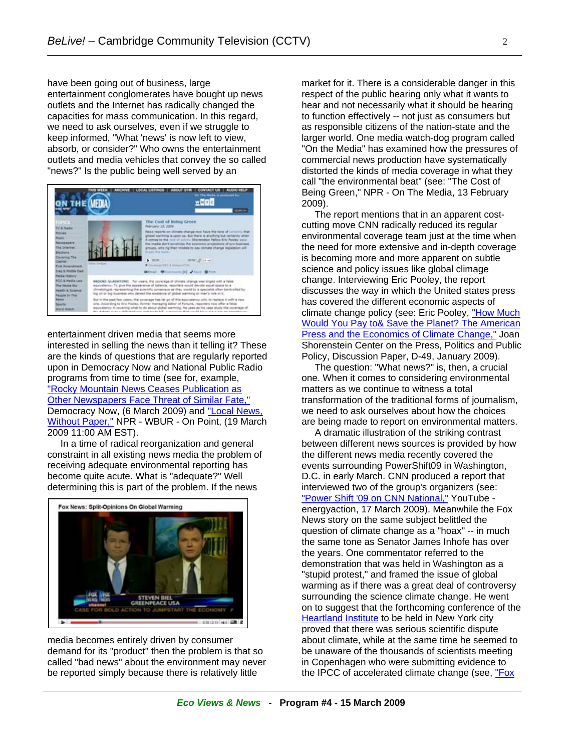have been going out of business, large entertainment conglomerates have bought up news outlets and the Internet has radically changed the capacities for mass communication. In this regard, we need to ask ourselves, even if we struggle to keep informed, "What 'news' is now left to view, absorb, or consider?" Who owns the entertainment outlets and media vehicles that convey the so called "news?" Is the public being well served by an entertainment driven media that seems more interested in selling the news than it telling it? These are the kinds of questions that are regularly reported upon in Democracy Now and National Public Radio programs from time to time (see for, example, "Rocky Mountain News Ceases Publication as Other Newspapers Face Threat of Similar Fate," Democracy Now, (6 March 2009) and "Local News, Without Paper," NPR - WBUR - On Point, (19 March 2009 11:00 AM EST).

In a time of radical reorganization and general constraint in all existing news media the problem of receiving adequate environmental reporting has become quite acute. What is "adequate?" Well determining this is part of the problem. If the news media becomes entirely driven by consumer demand for its "product" then the problem is that so called "bad news" about the environment may never be reported simply because there is relatively little market for it. There is a considerable danger in this respect of the public hearing only what it wants to hear and not necessarily what it should be hearing to function effectively -- not just as consumers but as responsible citizens of the nation-state and the larger world. One media watch-dog program called "On the Media" has examined how the pressures of commercial news production have systematically distorted the kinds of media coverage in what they call "the environmental beat" (see: "The Cost of Being Green," NPR - On The Media, 13 February 2009).

The report mentions that in an apparent cost-cutting move CNN radically reduced its regular environmental coverage team just at the time when the need for more extensive and in-depth coverage is becoming more and more apparent on subtle science and policy issues like global climage change. Interviewing Eric Pooley, the report discusses the way in which the United states press has covered the different economic aspects of climate change policy (see: Eric Pooley, "How Much Would You Pay to& Save the Planet? The American Press and the Economics of Climate Change," Joan Shorenstein Center on the Press, Politics and Public Policy, Discussion Paper, D-49, January 2009).

The question: "What news?" is, then, a crucial one. When it comes to considering environmental matters as we continue to witness a total transformation of the traditional forms of journalism, we need to ask ourselves about how the choices are being made to report on environmental matters.

A dramatic illustration of the striking contrast between different news sources is provided by how the different news media recently covered the events surrounding PowerShift09 in Washington, D.C. in early March. CNN produced a report that interviewed two of the group's organizers (see: "Power Shift '09 on CNN National," YouTube - energyaction, 17 March 2009). Meanwhile the Fox News story on the same subject belittled the question of climate change as a "hoax" -- in much the same tone as Senator James Inhofe has over the years. One commentator referred to the demonstration that was held in Washington as a "stupid protest," and framed the issue of global warming as if there was a great deal of controversy surrounding the science climate change. He went on to suggest that the forthcoming conference of the Heartland Institute to be held in New York city proved that there was serious scientific dispute about climate, while at the same time he seemed to be unaware of the thousands of scientists meeting in Copenhagen who were submitting evidence to the IPCC of accelerated climate change (see, "Fox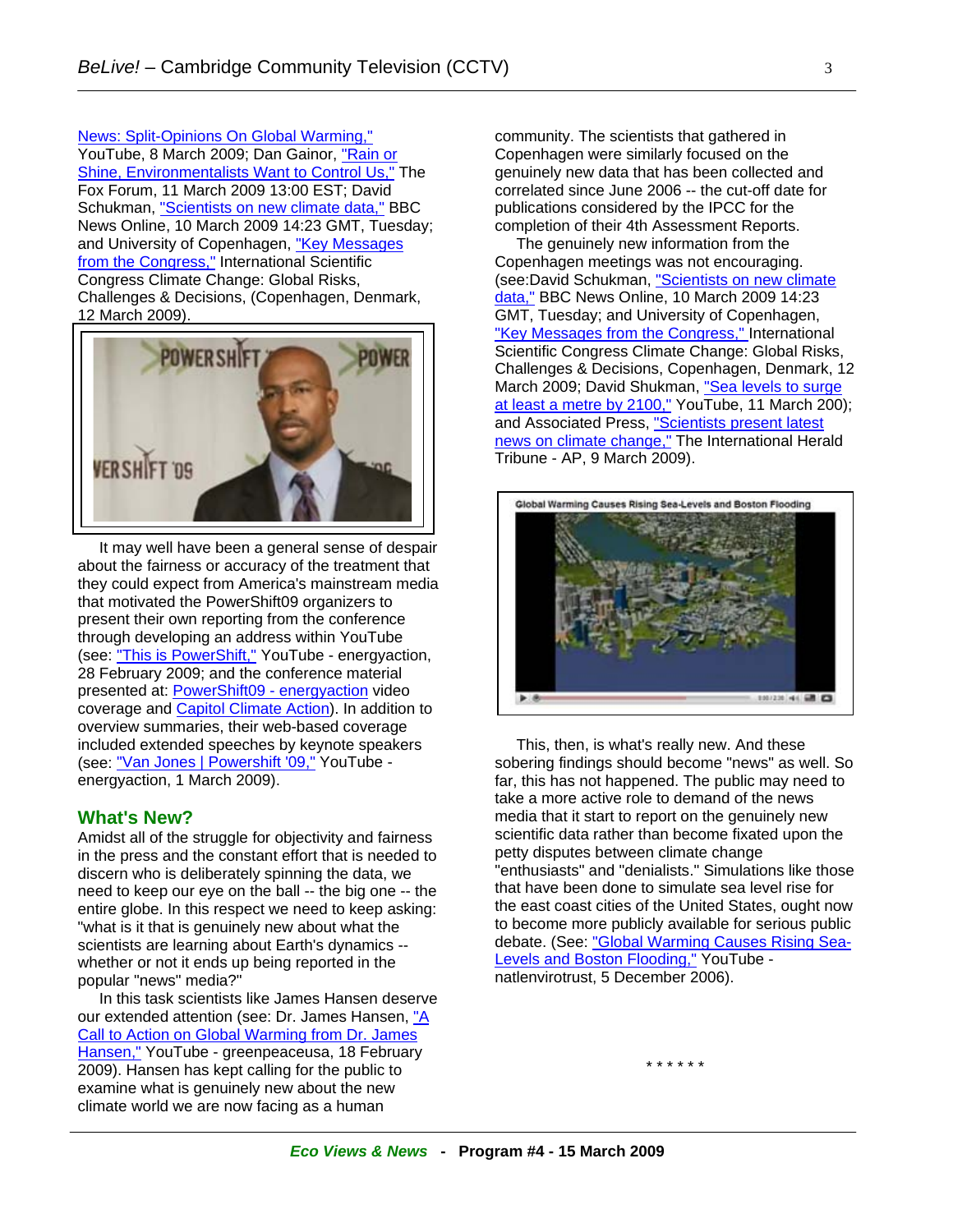News: Split-Opinions On Global Warming," YouTube, 8 March 2009; Dan Gainor, "Rain or Shine, Environmentalists Want to Control Us," The Fox Forum, 11 March 2009 13:00 EST; David Schukman, "Scientists on new climate data," BBC News Online, 10 March 2009 14:23 GMT, Tuesday; and University of Copenhagen, "Key Messages from the Congress," International Scientific Congress Climate Change: Global Risks, Challenges & Decisions, (Copenhagen, Denmark, 12 March 2009).

It may well have been a general sense of despair about the fairness or accuracy of the treatment that they could expect from America's mainstream media that motivated the PowerShift09 organizers to present their own reporting from the conference through developing an address within YouTube (see: "This is PowerShift," YouTube - energyaction, 28 February 2009; and the conference material presented at: PowerShift09 - energyaction video coverage and Capitol Climate Action). In addition to overview summaries, their web-based coverage included extended speeches by keynote speakers (see: "Van Jones | Powershift '09," YouTube - energyaction, 1 March 2009).

## What's New?

Amidst all of the struggle for objectivity and fairness in the press and the constant effort that is needed to discern who is deliberately spinning the data, we need to keep our eye on the ball -- the big one -- the entire globe. In this respect we need to keep asking: "what is it that is genuinely new about what the scientists are learning about Earth's dynamics -- whether or not it ends up being reported in the popular "news" media?"

In this task scientists like James Hansen deserve our extended attention (see: Dr. James Hansen, "A Call to Action on Global Warming from Dr. James Hansen," YouTube - greenpeaceusa, 18 February 2009). Hansen has kept calling for the public to examine what is genuinely new about the new climate world we are now facing as a human community. The scientists that gathered in Copenhagen were similarly focused on the genuinely new data that has been collected and correlated since June 2006 -- the cut-off date for publications considered by the IPCC for the completion of their 4th Assessment Reports.

The genuinely new information from the Copenhagen meetings was not encouraging. (see:David Schukman, "Scientists on new climate data," BBC News Online, 10 March 2009 14:23 GMT, Tuesday; and University of Copenhagen, "Key Messages from the Congress," International Scientific Congress Climate Change: Global Risks, Challenges & Decisions, Copenhagen, Denmark, 12 March 2009; David Shukman, "Sea levels to surge at least a metre by 2100," YouTube, 11 March 200); and Associated Press, "Scientists present latest news on climate change," The International Herald Tribune - AP, 9 March 2009).

This, then, is what's really new. And these sobering findings should become "news" as well. So far, this has not happened. The public may need to take a more active role to demand of the news media that it start to report on the genuinely new scientific data rather than become fixated upon the petty disputes between climate change "enthusiasts" and "denialists." Simulations like those that have been done to simulate sea level rise for the east coast cities of the United States, ought now to become more publicly available for serious public debate. (See: "Global Warming Causes Rising Sea-Levels and Boston Flooding," YouTube - natlenvirotrust, 5 December 2006).

\* \* \* \* \* \*